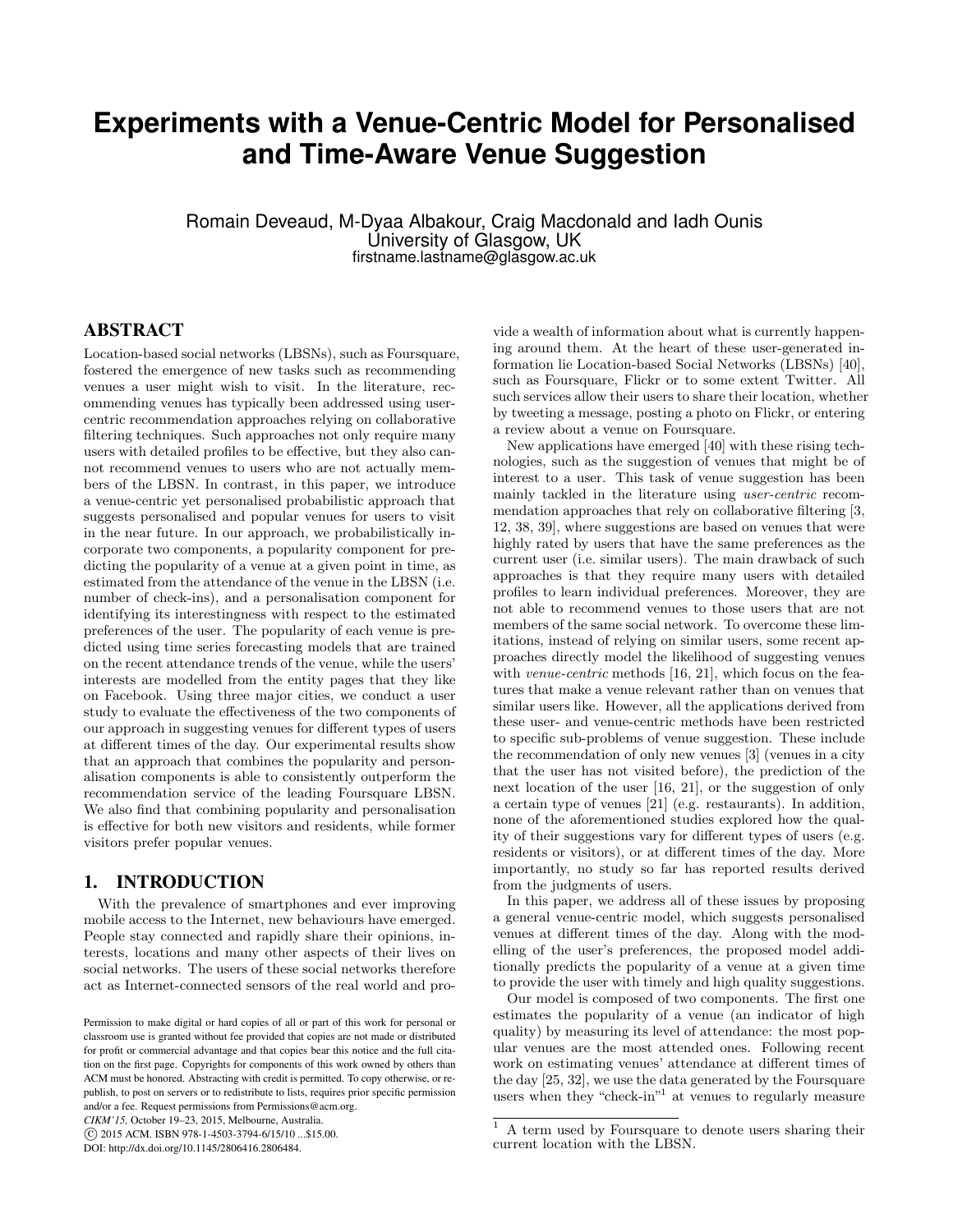# Experiments with a Venue-Centric Model for Personalised and Time-Aware Venue Suggestion

Romain Deveaud, M-Dyaa Albakour, Craig Macdonald and Iadh Ounis
University of Glasgow, UK
firstname.lastname@glasgow.ac.uk

## ABSTRACT

Location-based social networks (LBSNs), such as Foursquare, fostered the emergence of new tasks such as recommending venues a user might wish to visit. In the literature, recommending venues has typically been addressed using user-centric recommendation approaches relying on collaborative filtering techniques. Such approaches not only require many users with detailed profiles to be effective, but they also cannot recommend venues to users who are not actually members of the LBSN. In contrast, in this paper, we introduce a venue-centric yet personalised probabilistic approach that suggests personalised and popular venues for users to visit in the near future. In our approach, we probabilistically incorporate two components, a popularity component for predicting the popularity of a venue at a given point in time, as estimated from the attendance of the venue in the LBSN (i.e. number of check-ins), and a personalisation component for identifying its interestingness with respect to the estimated preferences of the user. The popularity of each venue is predicted using time series forecasting models that are trained on the recent attendance trends of the venue, while the users' interests are modelled from the entity pages that they like on Facebook. Using three major cities, we conduct a user study to evaluate the effectiveness of the two components of our approach in suggesting venues for different types of users at different times of the day. Our experimental results show that an approach that combines the popularity and personalisation components is able to consistently outperform the recommendation service of the leading Foursquare LBSN. We also find that combining popularity and personalisation is effective for both new visitors and residents, while former visitors prefer popular venues.

## 1. INTRODUCTION

With the prevalence of smartphones and ever improving mobile access to the Internet, new behaviours have emerged. People stay connected and rapidly share their opinions, interests, locations and many other aspects of their lives on social networks. The users of these social networks therefore act as Internet-connected sensors of the real world and provide a wealth of information about what is currently happening around them. At the heart of these user-generated information lie Location-based Social Networks (LBSNs) [40], such as Foursquare, Flickr or to some extent Twitter. All such services allow their users to share their location, whether by tweeting a message, posting a photo on Flickr, or entering a review about a venue on Foursquare.

New applications have emerged [40] with these rising technologies, such as the suggestion of venues that might be of interest to a user. This task of venue suggestion has been mainly tackled in the literature using *user-centric* recommendation approaches that rely on collaborative filtering [3, 12, 38, 39], where suggestions are based on venues that were highly rated by users that have the same preferences as the current user (i.e. similar users). The main drawback of such approaches is that they require many users with detailed profiles to learn individual preferences. Moreover, they are not able to recommend venues to those users that are not members of the same social network. To overcome these limitations, instead of relying on similar users, some recent approaches directly model the likelihood of suggesting venues with *venue-centric* methods [16, 21], which focus on the features that make a venue relevant rather than on venues that similar users like. However, all the applications derived from these user- and venue-centric methods have been restricted to specific sub-problems of venue suggestion. These include the recommendation of only new venues [3] (venues in a city that the user has not visited before), the prediction of the next location of the user [16, 21], or the suggestion of only a certain type of venues [21] (e.g. restaurants). In addition, none of the aforementioned studies explored how the quality of their suggestions vary for different types of users (e.g. residents or visitors), or at different times of the day. More importantly, no study so far has reported results derived from the judgments of users.

In this paper, we address all of these issues by proposing a general venue-centric model, which suggests personalised venues at different times of the day. Along with the modelling of the user's preferences, the proposed model additionally predicts the popularity of a venue at a given time to provide the user with timely and high quality suggestions.

Our model is composed of two components. The first one estimates the popularity of a venue (an indicator of high quality) by measuring its level of attendance: the most popular venues are the most attended ones. Following recent work on estimating venues' attendance at different times of the day [25, 32], we use the data generated by the Foursquare users when they "check-in"[1] at venues to regularly measure

[1] A term used by Foursquare to denote users sharing their current location with the LBSN.

Permission to make digital or hard copies of all or part of this work for personal or classroom use is granted without fee provided that copies are not made or distributed for profit or commercial advantage and that copies bear this notice and the full citation on the first page. Copyrights for components of this work owned by others than ACM must be honored. Abstracting with credit is permitted. To copy otherwise, or republish, to post on servers or to redistribute to lists, requires prior specific permission and/or a fee. Request permissions from Permissions@acm.org.
*CIKM'15*, October 19–23, 2015, Melbourne, Australia.
© 2015 ACM. ISBN 978-1-4503-3794-6/15/10 ...$15.00.
DOI: http://dx.doi.org/10.1145/2806416.2806484.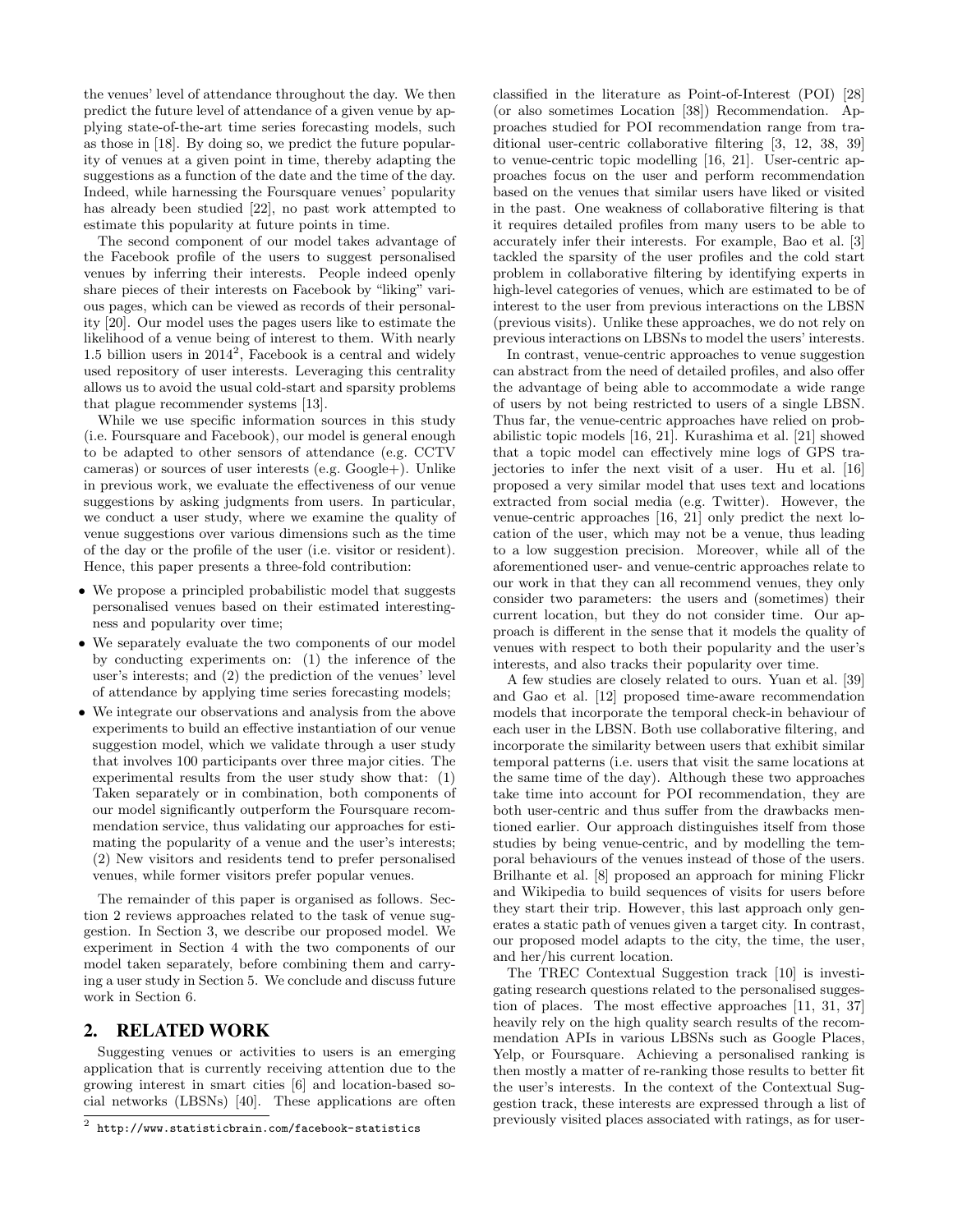the venues' level of attendance throughout the day. We then predict the future level of attendance of a given venue by applying state-of-the-art time series forecasting models, such as those in [18]. By doing so, we predict the future popularity of venues at a given point in time, thereby adapting the suggestions as a function of the date and the time of the day. Indeed, while harnessing the Foursquare venues' popularity has already been studied [22], no past work attempted to estimate this popularity at future points in time.

The second component of our model takes advantage of the Facebook profile of the users to suggest personalised venues by inferring their interests. People indeed openly share pieces of their interests on Facebook by "liking" various pages, which can be viewed as records of their personality [20]. Our model uses the pages users like to estimate the likelihood of a venue being of interest to them. With nearly 1.5 billion users in 2014[2], Facebook is a central and widely used repository of user interests. Leveraging this centrality allows us to avoid the usual cold-start and sparsity problems that plague recommender systems [13].

While we use specific information sources in this study (i.e. Foursquare and Facebook), our model is general enough to be adapted to other sensors of attendance (e.g. CCTV cameras) or sources of user interests (e.g. Google+). Unlike in previous work, we evaluate the effectiveness of our venue suggestions by asking judgments from users. In particular, we conduct a user study, where we examine the quality of venue suggestions over various dimensions such as the time of the day or the profile of the user (i.e. visitor or resident). Hence, this paper presents a three-fold contribution:

- We propose a principled probabilistic model that suggests personalised venues based on their estimated interestingness and popularity over time;
- We separately evaluate the two components of our model by conducting experiments on: (1) the inference of the user's interests; and (2) the prediction of the venues' level of attendance by applying time series forecasting models;
- We integrate our observations and analysis from the above experiments to build an effective instantiation of our venue suggestion model, which we validate through a user study that involves 100 participants over three major cities. The experimental results from the user study show that: (1) Taken separately or in combination, both components of our model significantly outperform the Foursquare recommendation service, thus validating our approaches for estimating the popularity of a venue and the user's interests; (2) New visitors and residents tend to prefer personalised venues, while former visitors prefer popular venues.

The remainder of this paper is organised as follows. Section 2 reviews approaches related to the task of venue suggestion. In Section 3, we describe our proposed model. We experiment in Section 4 with the two components of our model taken separately, before combining them and carrying a user study in Section 5. We conclude and discuss future work in Section 6.

## 2. RELATED WORK

Suggesting venues or activities to users is an emerging application that is currently receiving attention due to the growing interest in smart cities [6] and location-based social networks (LBSNs) [40]. These applications are often classified in the literature as Point-of-Interest (POI) [28] (or also sometimes Location [38]) Recommendation. Approaches studied for POI recommendation range from traditional user-centric collaborative filtering [3, 12, 38, 39] to venue-centric topic modelling [16, 21]. User-centric approaches focus on the user and perform recommendation based on the venues that similar users have liked or visited in the past. One weakness of collaborative filtering is that it requires detailed profiles from many users to be able to accurately infer their interests. For example, Bao et al. [3] tackled the sparsity of the user profiles and the cold start problem in collaborative filtering by identifying experts in high-level categories of venues, which are estimated to be of interest to the user from previous interactions on the LBSN (previous visits). Unlike these approaches, we do not rely on previous interactions on LBSNs to model the users' interests.

In contrast, venue-centric approaches to venue suggestion can abstract from the need of detailed profiles, and also offer the advantage of being able to accommodate a wide range of users by not being restricted to users of a single LBSN. Thus far, the venue-centric approaches have relied on probabilistic topic models [16, 21]. Kurashima et al. [21] showed that a topic model can effectively mine logs of GPS trajectories to infer the next visit of a user. Hu et al. [16] proposed a very similar model that uses text and locations extracted from social media (e.g. Twitter). However, the venue-centric approaches [16, 21] only predict the next location of the user, which may not be a venue, thus leading to a low suggestion precision. Moreover, while all of the aforementioned user- and venue-centric approaches relate to our work in that they can all recommend venues, they only consider two parameters: the users and (sometimes) their current location, but they do not consider time. Our approach is different in the sense that it models the quality of venues with respect to both their popularity and the user's interests, and also tracks their popularity over time.

A few studies are closely related to ours. Yuan et al. [39] and Gao et al. [12] proposed time-aware recommendation models that incorporate the temporal check-in behaviour of each user in the LBSN. Both use collaborative filtering, and incorporate the similarity between users that exhibit similar temporal patterns (i.e. users that visit the same locations at the same time of the day). Although these two approaches take time into account for POI recommendation, they are both user-centric and thus suffer from the drawbacks mentioned earlier. Our approach distinguishes itself from those studies by being venue-centric, and by modelling the temporal behaviours of the venues instead of those of the users. Brilhante et al. [8] proposed an approach for mining Flickr and Wikipedia to build sequences of visits for users before they start their trip. However, this last approach only generates a static path of venues given a target city. In contrast, our proposed model adapts to the city, the time, the user, and her/his current location.

The TREC Contextual Suggestion track [10] is investigating research questions related to the personalised suggestion of places. The most effective approaches [11, 31, 37] heavily rely on the high quality search results of the recommendation APIs in various LBSNs such as Google Places, Yelp, or Foursquare. Achieving a personalised ranking is then mostly a matter of re-ranking those results to better fit the user's interests. In the context of the Contextual Suggestion track, these interests are expressed through a list of previously visited places associated with ratings, as for user-

[2] `http://www.statisticbrain.com/facebook-statistics`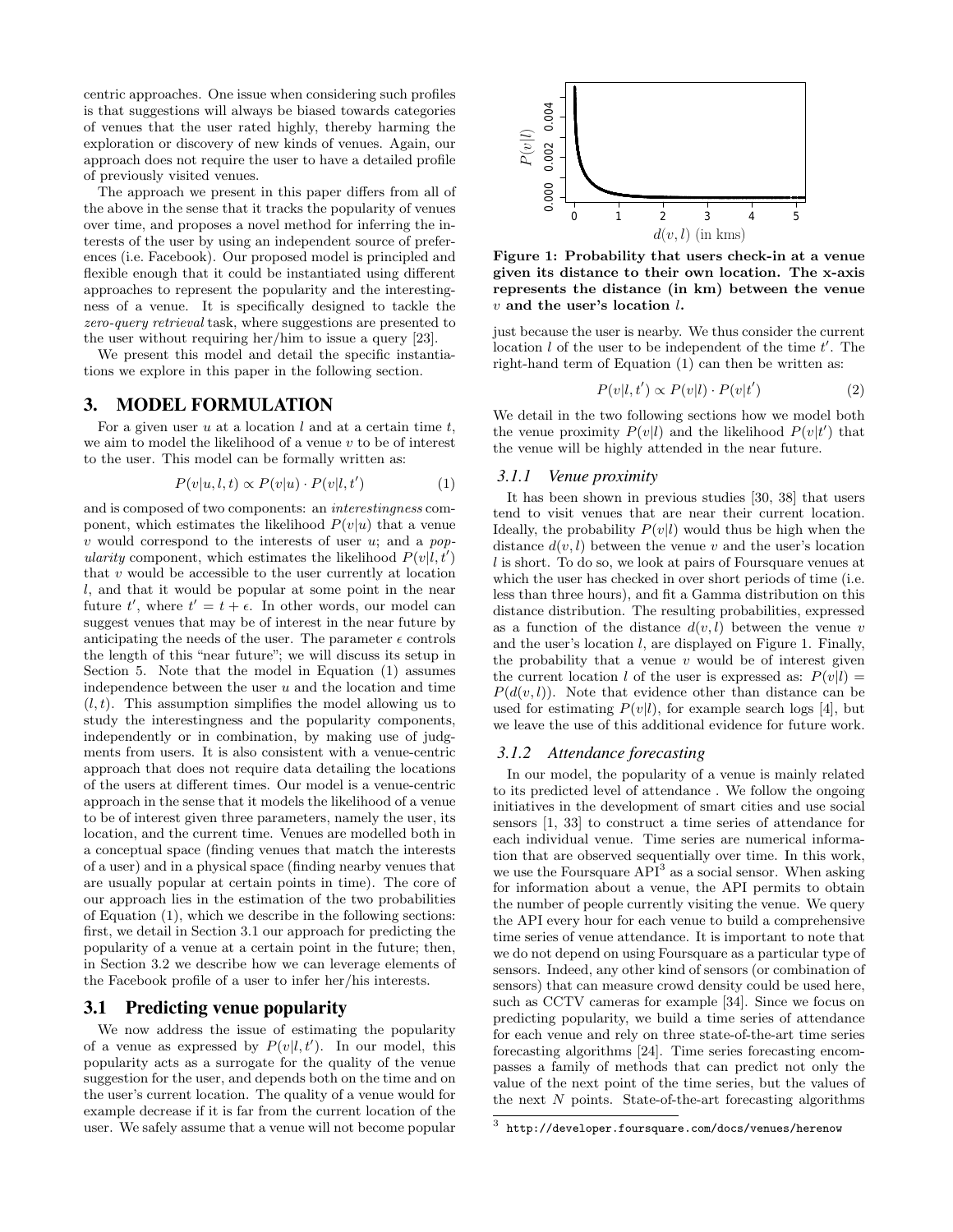centric approaches. One issue when considering such profiles is that suggestions will always be biased towards categories of venues that the user rated highly, thereby harming the exploration or discovery of new kinds of venues. Again, our approach does not require the user to have a detailed profile of previously visited venues.

The approach we present in this paper differs from all of the above in the sense that it tracks the popularity of venues over time, and proposes a novel method for inferring the interests of the user by using an independent source of preferences (i.e. Facebook). Our proposed model is principled and flexible enough that it could be instantiated using different approaches to represent the popularity and the interestingness of a venue. It is specifically designed to tackle the *zero-query retrieval* task, where suggestions are presented to the user without requiring her/him to issue a query [23].

We present this model and detail the specific instantiations we explore in this paper in the following section.

## 3. MODEL FORMULATION

For a given user $u$ at a location $l$ and at a certain time $t$, we aim to model the likelihood of a venue $v$ to be of interest to the user. This model can be formally written as:

$$P(v|u,l,t) \propto P(v|u) \cdot P(v|l,t') \tag{1}$$

and is composed of two components: an *interestingness* component, which estimates the likelihood $P(v|u)$ that a venue $v$ would correspond to the interests of user $u$; and a *popularity* component, which estimates the likelihood $P(v|l,t')$ that $v$ would be accessible to the user currently at location $l$, and that it would be popular at some point in the near future $t'$, where $t' = t + \epsilon$. In other words, our model can suggest venues that may be of interest in the near future by anticipating the needs of the user. The parameter $\epsilon$ controls the length of this "near future"; we will discuss its setup in Section 5. Note that the model in Equation (1) assumes independence between the user $u$ and the location and time $(l,t)$. This assumption simplifies the model allowing us to study the interestingness and the popularity components, independently or in combination, by making use of judgments from users. It is also consistent with a venue-centric approach that does not require data detailing the locations of the users at different times. Our model is a venue-centric approach in the sense that it models the likelihood of a venue to be of interest given three parameters, namely the user, its location, and the current time. Venues are modelled both in a conceptual space (finding venues that match the interests of a user) and in a physical space (finding nearby venues that are usually popular at certain points in time). The core of our approach lies in the estimation of the two probabilities of Equation (1), which we describe in the following sections: first, we detail in Section 3.1 our approach for predicting the popularity of a venue at a certain point in the future; then, in Section 3.2 we describe how we can leverage elements of the Facebook profile of a user to infer her/his interests.

### 3.1 Predicting venue popularity

We now address the issue of estimating the popularity of a venue as expressed by $P(v|l,t')$. In our model, this popularity acts as a surrogate for the quality of the venue suggestion for the user, and depends both on the time and on the user's current location. The quality of a venue would for example decrease if it is far from the current location of the user. We safely assume that a venue will not become popular just because the user is nearby. We thus consider the current location $l$ of the user to be independent of the time $t'$. The right-hand term of Equation (1) can then be written as:

$$P(v|l,t') \propto P(v|l) \cdot P(v|t') \tag{2}$$

We detail in the two following sections how we model both the venue proximity $P(v|l)$ and the likelihood $P(v|t')$ that the venue will be highly attended in the near future.

**Figure 1: Probability that users check-in at a venue given its distance to their own location. The x-axis represents the distance (in km) between the venue $v$ and the user's location $l$.**

#### 3.1.1 Venue proximity

It has been shown in previous studies [30, 38] that users tend to visit venues that are near their current location. Ideally, the probability $P(v|l)$ would thus be high when the distance $d(v,l)$ between the venue $v$ and the user's location $l$ is short. To do so, we look at pairs of Foursquare venues at which the user has checked in over short periods of time (i.e. less than three hours), and fit a Gamma distribution on this distance distribution. The resulting probabilities, expressed as a function of the distance $d(v,l)$ between the venue $v$ and the user's location $l$, are displayed on Figure 1. Finally, the probability that a venue $v$ would be of interest given the current location $l$ of the user is expressed as: $P(v|l) = P(d(v,l))$. Note that evidence other than distance can be used for estimating $P(v|l)$, for example search logs [4], but we leave the use of this additional evidence for future work.

#### 3.1.2 Attendance forecasting

In our model, the popularity of a venue is mainly related to its predicted level of attendance . We follow the ongoing initiatives in the development of smart cities and use social sensors [1, 33] to construct a time series of attendance for each individual venue. Time series are numerical information that are observed sequentially over time. In this work, we use the Foursquare API[3] as a social sensor. When asking for information about a venue, the API permits to obtain the number of people currently visiting the venue. We query the API every hour for each venue to build a comprehensive time series of venue attendance. It is important to note that we do not depend on using Foursquare as a particular type of sensors. Indeed, any other kind of sensors (or combination of sensors) that can measure crowd density could be used here, such as CCTV cameras for example [34]. Since we focus on predicting popularity, we build a time series of attendance for each venue and rely on three state-of-the-art time series forecasting algorithms [24]. Time series forecasting encompasses a family of methods that can predict not only the value of the next point of the time series, but the values of the next $N$ points. State-of-the-art forecasting algorithms

[3] http://developer.foursquare.com/docs/venues/herenow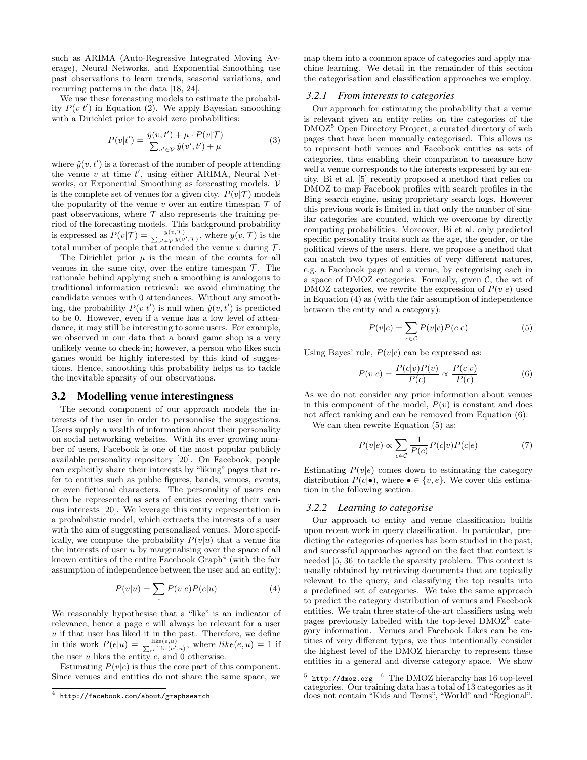such as ARIMA (Auto-Regressive Integrated Moving Average), Neural Networks, and Exponential Smoothing use past observations to learn trends, seasonal variations, and recurring patterns in the data [18, 24].

We use these forecasting models to estimate the probability $P(v|t')$ in Equation (2). We apply Bayesian smoothing with a Dirichlet prior to avoid zero probabilities:

$$P(v|t') = \frac{\hat{y}(v,t') + \mu \cdot P(v|\mathcal{T})}{\sum_{v' \in \mathcal{V}} \hat{y}(v',t') + \mu} \tag{3}$$

where $\hat{y}(v,t')$ is a forecast of the number of people attending the venue $v$ at time $t'$, using either ARIMA, Neural Networks, or Exponential Smoothing as forecasting models. $\mathcal{V}$ is the complete set of venues for a given city. $P(v|\mathcal{T})$ models the popularity of the venue $v$ over an entire timespan $\mathcal{T}$ of past observations, where $\mathcal{T}$ also represents the training period of the forecasting models. This background probability is expressed as $P(v|\mathcal{T}) = \frac{y(v,\mathcal{T})}{\sum_{v' \in \mathcal{V}} y(v',\mathcal{T})}$, where $y(v,\mathcal{T})$ is the total number of people that attended the venue $v$ during $\mathcal{T}$.

The Dirichlet prior $\mu$ is the mean of the counts for all venues in the same city, over the entire timespan $\mathcal{T}$. The rationale behind applying such a smoothing is analogous to traditional information retrieval: we avoid eliminating the candidate venues with 0 attendances. Without any smoothing, the probability $P(v|t')$ is null when $\hat{y}(v,t')$ is predicted to be 0. However, even if a venue has a low level of attendance, it may still be interesting to some users. For example, we observed in our data that a board game shop is a very unlikely venue to check-in; however, a person who likes such games would be highly interested by this kind of suggestions. Hence, smoothing this probability helps us to tackle the inevitable sparsity of our observations.

## 3.2 Modelling venue interestingness

The second component of our approach models the interests of the user in order to personalise the suggestions. Users supply a wealth of information about their personality on social networking websites. With its ever growing number of users, Facebook is one of the most popular publicly available personality repository [20]. On Facebook, people can explicitly share their interests by "liking" pages that refer to entities such as public figures, bands, venues, events, or even fictional characters. The personality of users can then be represented as sets of entities covering their various interests [20]. We leverage this entity representation in a probabilistic model, which extracts the interests of a user with the aim of suggesting personalised venues. More specifically, we compute the probability $P(v|u)$ that a venue fits the interests of user $u$ by marginalising over the space of all known entities of the entire Facebook Graph[4] (with the fair assumption of independence between the user and an entity):

$$P(v|u) = \sum_{e} P(v|e)P(e|u) \tag{4}$$

We reasonably hypothesise that a "like" is an indicator of relevance, hence a page $e$ will always be relevant for a user $u$ if that user has liked it in the past. Therefore, we define in this work $P(e|u) = \frac{\text{like}(e,u)}{\sum_{e'} \text{like}(e',u)}$, where $like(e,u) = 1$ if the user $u$ likes the entity $e$, and 0 otherwise.

Estimating $P(v|e)$ is thus the core part of this component. Since venues and entities do not share the same space, we map them into a common space of categories and apply machine learning. We detail in the remainder of this section the categorisation and classification approaches we employ.

### 3.2.1 From interests to categories

Our approach for estimating the probability that a venue is relevant given an entity relies on the categories of the DMOZ[5] Open Directory Project, a curated directory of web pages that have been manually categorised. This allows us to represent both venues and Facebook entities as sets of categories, thus enabling their comparison to measure how well a venue corresponds to the interests expressed by an entity. Bi et al. [5] recently proposed a method that relies on DMOZ to map Facebook profiles with search profiles in the Bing search engine, using proprietary search logs. However this previous work is limited in that only the number of similar categories are counted, which we overcome by directly computing probabilities. Moreover, Bi et al. only predicted specific personality traits such as the age, the gender, or the political views of the users. Here, we propose a method that can match two types of entities of very different natures, e.g. a Facebook page and a venue, by categorising each in a space of DMOZ categories. Formally, given $\mathcal{C}$, the set of DMOZ categories, we rewrite the expression of $P(v|e)$ used in Equation (4) as (with the fair assumption of independence between the entity and a category):

$$P(v|e) = \sum_{c \in \mathcal{C}} P(v|c)P(c|e) \tag{5}$$

Using Bayes' rule, $P(v|c)$ can be expressed as:

$$P(v|c) = \frac{P(c|v)P(v)}{P(c)} \propto \frac{P(c|v)}{P(c)} \tag{6}$$

As we do not consider any prior information about venues in this component of the model, $P(v)$ is constant and does not affect ranking and can be removed from Equation (6).

We can then rewrite Equation (5) as:

$$P(v|e) \propto \sum_{c \in \mathcal{C}} \frac{1}{P(c)} P(c|v)P(c|e) \tag{7}$$

Estimating $P(v|e)$ comes down to estimating the category distribution $P(c|\bullet)$, where $\bullet \in \{v, e\}$. We cover this estimation in the following section.

### 3.2.2 Learning to categorise

Our approach to entity and venue classification builds upon recent work in query classification. In particular, predicting the categories of queries has been studied in the past, and successful approaches agreed on the fact that context is needed [5, 36] to tackle the sparsity problem. This context is usually obtained by retrieving documents that are topically relevant to the query, and classifying the top results into a predefined set of categories. We take the same approach to predict the category distribution of venues and Facebook entities. We train three state-of-the-art classifiers using web pages previously labelled with the top-level DMOZ[6] category information. Venues and Facebook Likes can be entities of very different types, we thus intentionally consider the highest level of the DMOZ hierarchy to represent these entities in a general and diverse category space. We show

---

[4] http://facebook.com/about/graphsearch

[5] http://dmoz.org [6] The DMOZ hierarchy has 16 top-level categories. Our training data has a total of 13 categories as it does not contain "Kids and Teens", "World" and "Regional".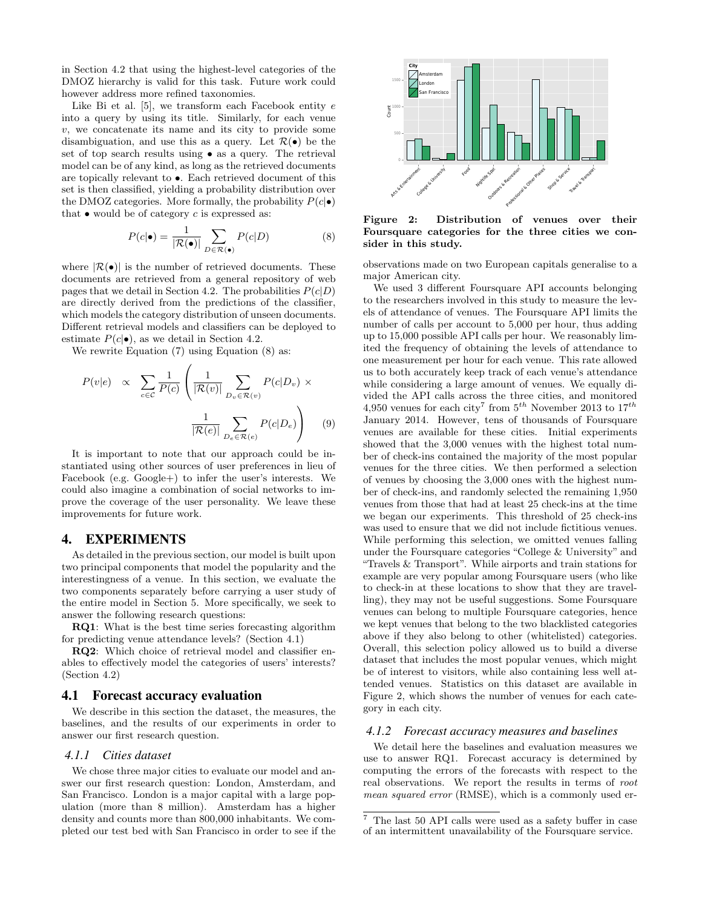in Section 4.2 that using the highest-level categories of the DMOZ hierarchy is valid for this task. Future work could however address more refined taxonomies.

Like Bi et al. [5], we transform each Facebook entity $e$ into a query by using its title. Similarly, for each venue $v$, we concatenate its name and its city to provide some disambiguation, and use this as a query. Let $\mathcal{R}(\bullet)$ be the set of top search results using $\bullet$ as a query. The retrieval model can be of any kind, as long as the retrieved documents are topically relevant to $\bullet$. Each retrieved document of this set is then classified, yielding a probability distribution over the DMOZ categories. More formally, the probability $P(c|\bullet)$ that $\bullet$ would be of category $c$ is expressed as:

$$P(c|\bullet) = \frac{1}{|\mathcal{R}(\bullet)|} \sum_{D \in \mathcal{R}(\bullet)} P(c|D) \quad (8)$$

where $|\mathcal{R}(\bullet)|$ is the number of retrieved documents. These documents are retrieved from a general repository of web pages that we detail in Section 4.2. The probabilities $P(c|D)$ are directly derived from the predictions of the classifier, which models the category distribution of unseen documents. Different retrieval models and classifiers can be deployed to estimate $P(c|\bullet)$, as we detail in Section 4.2.

We rewrite Equation (7) using Equation (8) as:

$$P(v|e) \quad \propto \quad \sum_{c \in \mathcal{C}} \frac{1}{P(c)} \left( \frac{1}{|\mathcal{R}(v)|} \sum_{D_v \in \mathcal{R}(v)} P(c|D_v) \times \frac{1}{|\mathcal{R}(e)|} \sum_{D_e \in \mathcal{R}(e)} P(c|D_e) \right) \quad (9)$$

It is important to note that our approach could be instantiated using other sources of user preferences in lieu of Facebook (e.g. Google+) to infer the user's interests. We could also imagine a combination of social networks to improve the coverage of the user personality. We leave these improvements for future work.

# 4. EXPERIMENTS

As detailed in the previous section, our model is built upon two principal components that model the popularity and the interestingness of a venue. In this section, we evaluate the two components separately before carrying a user study of the entire model in Section 5. More specifically, we seek to answer the following research questions:

**RQ1**: What is the best time series forecasting algorithm for predicting venue attendance levels? (Section 4.1)

**RQ2**: Which choice of retrieval model and classifier enables to effectively model the categories of users' interests? (Section 4.2)

## 4.1 Forecast accuracy evaluation

We describe in this section the dataset, the measures, the baselines, and the results of our experiments in order to answer our first research question.

### 4.1.1 Cities dataset

We chose three major cities to evaluate our model and answer our first research question: London, Amsterdam, and San Francisco. London is a major capital with a large population (more than 8 million). Amsterdam has a higher density and counts more than 800,000 inhabitants. We completed our test bed with San Francisco in order to see if the observations made on two European capitals generalise to a major American city.

**Figure 2: Distribution of venues over their Foursquare categories for the three cities we consider in this study.**

We used 3 different Foursquare API accounts belonging to the researchers involved in this study to measure the levels of attendance of venues. The Foursquare API limits the number of calls per account to 5,000 per hour, thus adding up to 15,000 possible API calls per hour. We reasonably limited the frequency of obtaining the levels of attendance to one measurement per hour for each venue. This rate allowed us to both accurately keep track of each venue's attendance while considering a large amount of venues. We equally divided the API calls across the three cities, and monitored 4,950 venues for each city[7] from $5^{th}$ November 2013 to $17^{th}$ January 2014. However, tens of thousands of Foursquare venues are available for these cities. Initial experiments showed that the 3,000 venues with the highest total number of check-ins contained the majority of the most popular venues for the three cities. We then performed a selection of venues by choosing the 3,000 ones with the highest number of check-ins, and randomly selected the remaining 1,950 venues from those that had at least 25 check-ins at the time we began our experiments. This threshold of 25 check-ins was used to ensure that we did not include fictitious venues. While performing this selection, we omitted venues falling under the Foursquare categories "College & University" and "Travels & Transport". While airports and train stations for example are very popular among Foursquare users (who like to check-in at these locations to show that they are travelling), they may not be useful suggestions. Some Foursquare venues can belong to multiple Foursquare categories, hence we kept venues that belong to the two blacklisted categories above if they also belong to other (whitelisted) categories. Overall, this selection policy allowed us to build a diverse dataset that includes the most popular venues, which might be of interest to visitors, while also containing less well attended venues. Statistics on this dataset are available in Figure 2, which shows the number of venues for each category in each city.

### 4.1.2 Forecast accuracy measures and baselines

We detail here the baselines and evaluation measures we use to answer RQ1. Forecast accuracy is determined by computing the errors of the forecasts with respect to the real observations. We report the results in terms of *root mean squared error* (RMSE), which is a commonly used er-

[7] The last 50 API calls were used as a safety buffer in case of an intermittent unavailability of the Foursquare service.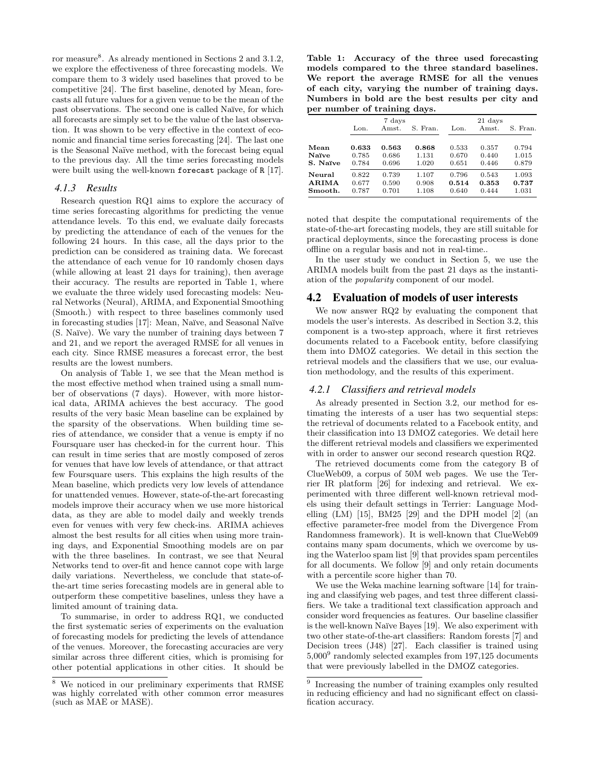ror measure[8]. As already mentioned in Sections 2 and 3.1.2, we explore the effectiveness of three forecasting models. We compare them to 3 widely used baselines that proved to be competitive [24]. The first baseline, denoted by Mean, forecasts all future values for a given venue to be the mean of the past observations. The second one is called Naïve, for which all forecasts are simply set to be the value of the last observation. It was shown to be very effective in the context of economic and financial time series forecasting [24]. The last one is the Seasonal Naïve method, with the forecast being equal to the previous day. All the time series forecasting models were built using the well-known `forecast` package of `R` [17].

#### 4.1.3 Results

Research question RQ1 aims to explore the accuracy of time series forecasting algorithms for predicting the venue attendance levels. To this end, we evaluate daily forecasts by predicting the attendance of each of the venues for the following 24 hours. In this case, all the days prior to the prediction can be considered as training data. We forecast the attendance of each venue for 10 randomly chosen days (while allowing at least 21 days for training), then average their accuracy. The results are reported in Table 1, where we evaluate the three widely used forecasting models: Neural Networks (Neural), ARIMA, and Exponential Smoothing (Smooth.) with respect to three baselines commonly used in forecasting studies [17]: Mean, Naïve, and Seasonal Naïve (S. Naïve). We vary the number of training days between 7 and 21, and we report the averaged RMSE for all venues in each city. Since RMSE measures a forecast error, the best results are the lowest numbers.

On analysis of Table 1, we see that the Mean method is the most effective method when trained using a small number of observations (7 days). However, with more historical data, ARIMA achieves the best accuracy. The good results of the very basic Mean baseline can be explained by the sparsity of the observations. When building time series of attendance, we consider that a venue is empty if no Foursquare user has checked-in for the current hour. This can result in time series that are mostly composed of zeros for venues that have low levels of attendance, or that attract few Foursquare users. This explains the high results of the Mean baseline, which predicts very low levels of attendance for unattended venues. However, state-of-the-art forecasting models improve their accuracy when we use more historical data, as they are able to model daily and weekly trends even for venues with very few check-ins. ARIMA achieves almost the best results for all cities when using more training days, and Exponential Smoothing models are on par with the three baselines. In contrast, we see that Neural Networks tend to over-fit and hence cannot cope with large daily variations. Nevertheless, we conclude that state-of-the-art time series forecasting models are in general able to outperform these competitive baselines, unless they have a limited amount of training data.

To summarise, in order to address RQ1, we conducted the first systematic series of experiments on the evaluation of forecasting models for predicting the levels of attendance of the venues. Moreover, the forecasting accuracies are very similar across three different cities, which is promising for other potential applications in other cities. It should be noted that despite the computational requirements of the state-of-the-art forecasting models, they are still suitable for practical deployments, since the forecasting process is done offline on a regular basis and not in real-time..

In the user study we conduct in Section 5, we use the ARIMA models built from the past 21 days as the instantiation of the *popularity* component of our model.

[8] We noticed in our preliminary experiments that RMSE was highly correlated with other common error measures (such as MAE or MASE).

**Table 1: Accuracy of the three used forecasting models compared to the three standard baselines. We report the average RMSE for all the venues of each city, varying the number of training days. Numbers in bold are the best results per city and per number of training days.**

| | 7 days | | | 21 days | | |
|---|---|---|---|---|---|---|
| | Lon. | Amst. | S. Fran. | Lon. | Amst. | S. Fran. |
| **Mean** | **0.633** | **0.563** | **0.868** | 0.533 | 0.357 | 0.794 |
| **Naïve** | 0.785 | 0.686 | 1.131 | 0.670 | 0.440 | 1.015 |
| **S. Naïve** | 0.784 | 0.696 | 1.020 | 0.651 | 0.446 | 0.879 |
| **Neural** | 0.822 | 0.739 | 1.107 | 0.796 | 0.543 | 1.093 |
| **ARIMA** | 0.677 | 0.590 | 0.908 | **0.514** | **0.353** | **0.737** |
| **Smooth.** | 0.787 | 0.701 | 1.108 | 0.640 | 0.444 | 1.031 |

## 4.2 Evaluation of models of user interests

We now answer RQ2 by evaluating the component that models the user's interests. As described in Section 3.2, this component is a two-step approach, where it first retrieves documents related to a Facebook entity, before classifying them into DMOZ categories. We detail in this section the retrieval models and the classifiers that we use, our evaluation methodology, and the results of this experiment.

#### 4.2.1 Classifiers and retrieval models

As already presented in Section 3.2, our method for estimating the interests of a user has two sequential steps: the retrieval of documents related to a Facebook entity, and their classification into 13 DMOZ categories. We detail here the different retrieval models and classifiers we experimented with in order to answer our second research question RQ2.

The retrieved documents come from the category B of ClueWeb09, a corpus of 50M web pages. We use the Terrier IR platform [26] for indexing and retrieval. We experimented with three different well-known retrieval models using their default settings in Terrier: Language Modelling (LM) [15], BM25 [29] and the DPH model [2] (an effective parameter-free model from the Divergence From Randomness framework). It is well-known that ClueWeb09 contains many spam documents, which we overcome by using the Waterloo spam list [9] that provides spam percentiles for all documents. We follow [9] and only retain documents with a percentile score higher than 70.

We use the Weka machine learning software [14] for training and classifying web pages, and test three different classifiers. We take a traditional text classification approach and consider word frequencies as features. Our baseline classifier is the well-known Naïve Bayes [19]. We also experiment with two other state-of-the-art classifiers: Random forests [7] and Decision trees (J48) [27]. Each classifier is trained using 5,000[9] randomly selected examples from 197,125 documents that were previously labelled in the DMOZ categories.

[9] Increasing the number of training examples only resulted in reducing efficiency and had no significant effect on classification accuracy.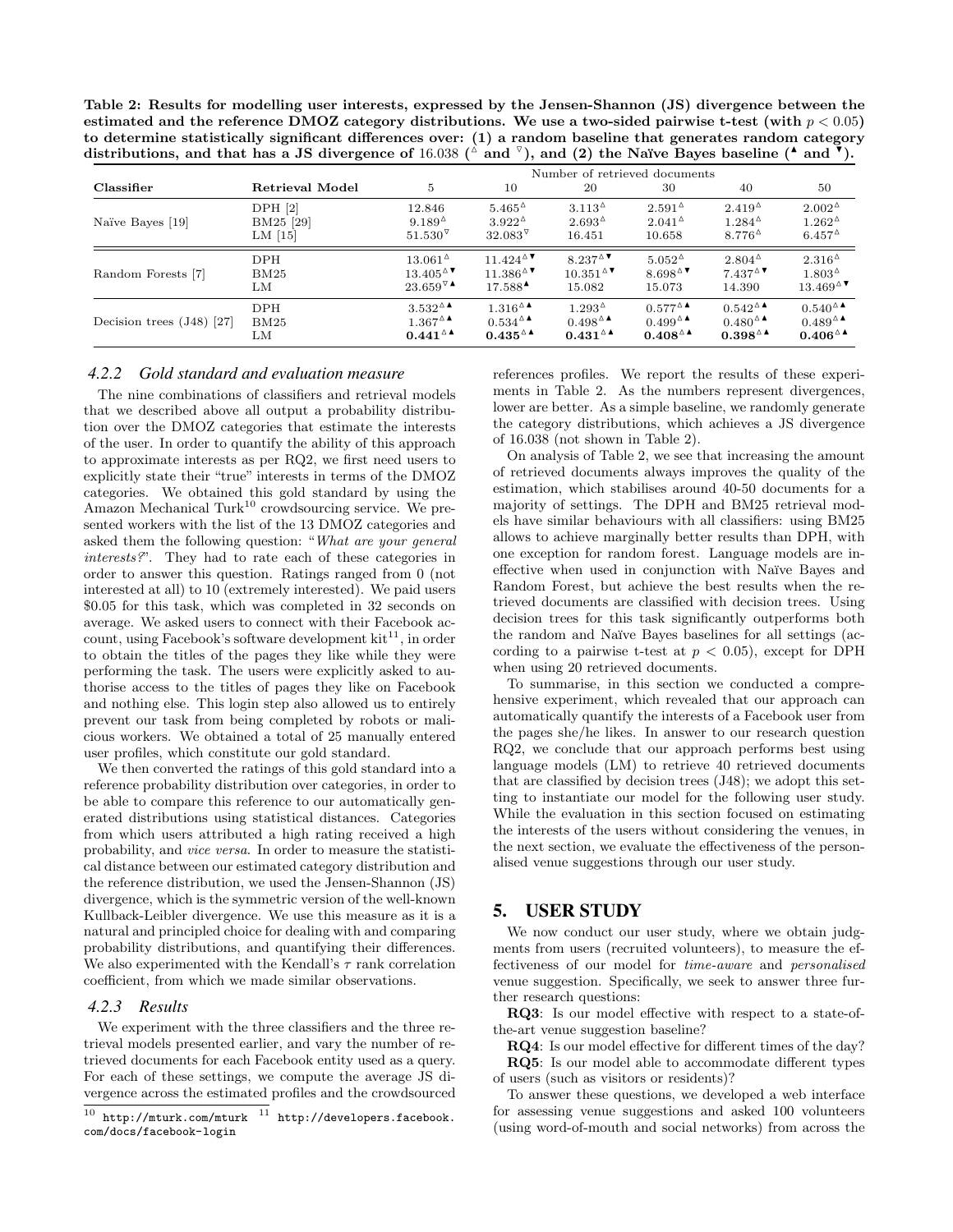**Table 2: Results for modelling user interests, expressed by the Jensen-Shannon (JS) divergence between the estimated and the reference DMOZ category distributions. We use a two-sided pairwise t-test (with $p < 0.05$) to determine statistically significant differences over: (1) a random baseline that generates random category distributions, and that has a JS divergence of 16.038 ($^{\vartriangle}$ and $^{\triangledown}$), and (2) the Naïve Bayes baseline ($^{\blacktriangle}$ and $^{\blacktriangledown}$).**

| Classifier | Retrieval Model | Number of retrieved documents | | | | | |
|---|---|---|---|---|---|---|---|
| | | 5 | 10 | 20 | 30 | 40 | 50 |
| Naïve Bayes [19] | DPH [2] | 12.846 | $5.465^{\vartriangle}$ | $3.113^{\vartriangle}$ | $2.591^{\vartriangle}$ | $2.419^{\vartriangle}$ | $2.002^{\vartriangle}$ |
| | BM25 [29] | $9.189^{\vartriangle}$ | $3.922^{\vartriangle}$ | $2.693^{\vartriangle}$ | $2.041^{\vartriangle}$ | $1.284^{\vartriangle}$ | $1.262^{\vartriangle}$ |
| | LM [15] | $51.530^{\triangledown}$ | $32.083^{\triangledown}$ | 16.451 | 10.658 | $8.776^{\vartriangle}$ | $6.457^{\vartriangle}$ |
| Random Forests [7] | DPH | $13.061^{\vartriangle}$ | $11.424^{\vartriangle\blacktriangledown}$ | $8.237^{\vartriangle\blacktriangledown}$ | $5.052^{\vartriangle}$ | $2.804^{\vartriangle}$ | $2.316^{\vartriangle}$ |
| | BM25 | $13.405^{\vartriangle\blacktriangledown}$ | $11.386^{\vartriangle\blacktriangledown}$ | $10.351^{\vartriangle\blacktriangledown}$ | $8.698^{\vartriangle\blacktriangledown}$ | $7.437^{\vartriangle\blacktriangledown}$ | $1.803^{\vartriangle}$ |
| | LM | $23.659^{\triangledown\blacktriangle}$ | $17.588^{\blacktriangle}$ | 15.082 | 15.073 | 14.390 | $13.469^{\vartriangle\blacktriangledown}$ |
| Decision trees (J48) [27] | DPH | $3.532^{\vartriangle\blacktriangle}$ | $1.316^{\vartriangle\blacktriangle}$ | $1.293^{\vartriangle}$ | $0.577^{\vartriangle\blacktriangle}$ | $0.542^{\vartriangle\blacktriangle}$ | $0.540^{\vartriangle\blacktriangle}$ |
| | BM25 | $1.367^{\vartriangle\blacktriangle}$ | $0.534^{\vartriangle\blacktriangle}$ | $0.498^{\vartriangle\blacktriangle}$ | $0.499^{\vartriangle\blacktriangle}$ | $0.480^{\vartriangle\blacktriangle}$ | $0.489^{\vartriangle\blacktriangle}$ |
| | LM | $\mathbf{0.441}^{\vartriangle\blacktriangle}$ | $\mathbf{0.435}^{\vartriangle\blacktriangle}$ | $\mathbf{0.431}^{\vartriangle\blacktriangle}$ | $\mathbf{0.408}^{\vartriangle\blacktriangle}$ | $\mathbf{0.398}^{\vartriangle\blacktriangle}$ | $\mathbf{0.406}^{\vartriangle\blacktriangle}$ |

#### 4.2.2 Gold standard and evaluation measure

The nine combinations of classifiers and retrieval models that we described above all output a probability distribution over the DMOZ categories that estimate the interests of the user. In order to quantify the ability of this approach to approximate interests as per RQ2, we first need users to explicitly state their "true" interests in terms of the DMOZ categories. We obtained this gold standard by using the Amazon Mechanical Turk[10] crowdsourcing service. We presented workers with the list of the 13 DMOZ categories and asked them the following question: "*What are your general interests?*". They had to rate each of these categories in order to answer this question. Ratings ranged from 0 (not interested at all) to 10 (extremely interested). We paid users \$0.05 for this task, which was completed in 32 seconds on average. We asked users to connect with their Facebook account, using Facebook's software development kit[11], in order to obtain the titles of the pages they like while they were performing the task. The users were explicitly asked to authorise access to the titles of pages they like on Facebook and nothing else. This login step also allowed us to entirely prevent our task from being completed by robots or malicious workers. We obtained a total of 25 manually entered user profiles, which constitute our gold standard.

We then converted the ratings of this gold standard into a reference probability distribution over categories, in order to be able to compare this reference to our automatically generated distributions using statistical distances. Categories from which users attributed a high rating received a high probability, and *vice versa*. In order to measure the statistical distance between our estimated category distribution and the reference distribution, we used the Jensen-Shannon (JS) divergence, which is the symmetric version of the well-known Kullback-Leibler divergence. We use this measure as it is a natural and principled choice for dealing with and comparing probability distributions, and quantifying their differences. We also experimented with the Kendall's $\tau$ rank correlation coefficient, from which we made similar observations.

#### 4.2.3 Results

We experiment with the three classifiers and the three retrieval models presented earlier, and vary the number of retrieved documents for each Facebook entity used as a query. For each of these settings, we compute the average JS divergence across the estimated profiles and the crowdsourced references profiles. We report the results of these experiments in Table 2. As the numbers represent divergences, lower are better. As a simple baseline, we randomly generate the category distributions, which achieves a JS divergence of 16.038 (not shown in Table 2).

On analysis of Table 2, we see that increasing the amount of retrieved documents always improves the quality of the estimation, which stabilises around 40-50 documents for a majority of settings. The DPH and BM25 retrieval models have similar behaviours with all classifiers: using BM25 allows to achieve marginally better results than DPH, with one exception for random forest. Language models are ineffective when used in conjunction with Naïve Bayes and Random Forest, but achieve the best results when the retrieved documents are classified with decision trees. Using decision trees for this task significantly outperforms both the random and Naïve Bayes baselines for all settings (according to a pairwise t-test at $p < 0.05$), except for DPH when using 20 retrieved documents.

To summarise, in this section we conducted a comprehensive experiment, which revealed that our approach can automatically quantify the interests of a Facebook user from the pages she/he likes. In answer to our research question RQ2, we conclude that our approach performs best using language models (LM) to retrieve 40 retrieved documents that are classified by decision trees (J48); we adopt this setting to instantiate our model for the following user study. While the evaluation in this section focused on estimating the interests of the users without considering the venues, in the next section, we evaluate the effectiveness of the personalised venue suggestions through our user study.

## 5. USER STUDY

We now conduct our user study, where we obtain judgments from users (recruited volunteers), to measure the effectiveness of our model for *time-aware* and *personalised* venue suggestion. Specifically, we seek to answer three further research questions:

**RQ3**: Is our model effective with respect to a state-of-the-art venue suggestion baseline?

**RQ4**: Is our model effective for different times of the day?

**RQ5**: Is our model able to accommodate different types of users (such as visitors or residents)?

To answer these questions, we developed a web interface for assessing venue suggestions and asked 100 volunteers (using word-of-mouth and social networks) from across the

[10] http://mturk.com/mturk [11] http://developers.facebook.com/docs/facebook-login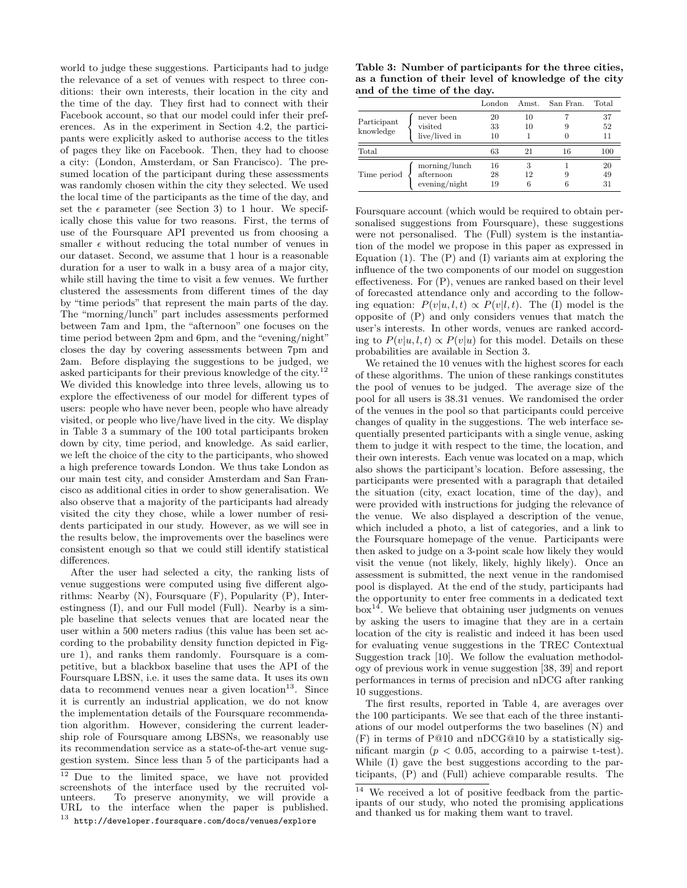world to judge these suggestions. Participants had to judge the relevance of a set of venues with respect to three conditions: their own interests, their location in the city and the time of the day. They first had to connect with their Facebook account, so that our model could infer their preferences. As in the experiment in Section 4.2, the participants were explicitly asked to authorise access to the titles of pages they like on Facebook. Then, they had to choose a city: (London, Amsterdam, or San Francisco). The presumed location of the participant during these assessments was randomly chosen within the city they selected. We used the local time of the participants as the time of the day, and set the $\epsilon$ parameter (see Section 3) to 1 hour. We specifically chose this value for two reasons. First, the terms of use of the Foursquare API prevented us from choosing a smaller $\epsilon$ without reducing the total number of venues in our dataset. Second, we assume that 1 hour is a reasonable duration for a user to walk in a busy area of a major city, while still having the time to visit a few venues. We further clustered the assessments from different times of the day by "time periods" that represent the main parts of the day. The "morning/lunch" part includes assessments performed between 7am and 1pm, the "afternoon" one focuses on the time period between 2pm and 6pm, and the "evening/night" closes the day by covering assessments between 7pm and 2am. Before displaying the suggestions to be judged, we asked participants for their previous knowledge of the city.[12] We divided this knowledge into three levels, allowing us to explore the effectiveness of our model for different types of users: people who have never been, people who have already visited, or people who live/have lived in the city. We display in Table 3 a summary of the 100 total participants broken down by city, time period, and knowledge. As said earlier, we left the choice of the city to the participants, who showed a high preference towards London. We thus take London as our main test city, and consider Amsterdam and San Francisco as additional cities in order to show generalisation. We also observe that a majority of the participants had already visited the city they chose, while a lower number of residents participated in our study. However, as we will see in the results below, the improvements over the baselines were consistent enough so that we could still identify statistical differences.

**Table 3: Number of participants for the three cities, as a function of their level of knowledge of the city and of the time of the day.**

| | | London | Amst. | San Fran. | Total |
|---|---|---|---|---|---|
| Participant knowledge | never been | 20 | 10 | 7 | 37 |
| | visited | 33 | 10 | 9 | 52 |
| | live/lived in | 10 | 1 | 0 | 11 |
| Total | | 63 | 21 | 16 | 100 |
| Time period | morning/lunch | 16 | 3 | 1 | 20 |
| | afternoon | 28 | 12 | 9 | 49 |
| | evening/night | 19 | 6 | 6 | 31 |

After the user had selected a city, the ranking lists of venue suggestions were computed using five different algorithms: Nearby (N), Foursquare (F), Popularity (P), Interestingness (I), and our Full model (Full). Nearby is a simple baseline that selects venues that are located near the user within a 500 meters radius (this value has been set according to the probability density function depicted in Figure 1), and ranks them randomly. Foursquare is a competitive, but a blackbox baseline that uses the API of the Foursquare LBSN, i.e. it uses the same data. It uses its own data to recommend venues near a given location[13]. Since it is currently an industrial application, we do not know the implementation details of the Foursquare recommendation algorithm. However, considering the current leadership role of Foursquare among LBSNs, we reasonably use its recommendation service as a state-of-the-art venue suggestion system. Since less than 5 of the participants had a Foursquare account (which would be required to obtain personalised suggestions from Foursquare), these suggestions were not personalised. The (Full) system is the instantiation of the model we propose in this paper as expressed in Equation (1). The (P) and (I) variants aim at exploring the influence of the two components of our model on suggestion effectiveness. For (P), venues are ranked based on their level of forecasted attendance only and according to the following equation: $P(v|u, l, t) \propto P(v|l, t)$. The (I) model is the opposite of (P) and only considers venues that match the user's interests. In other words, venues are ranked according to $P(v|u, l, t) \propto P(v|u)$ for this model. Details on these probabilities are available in Section 3.

We retained the 10 venues with the highest scores for each of these algorithms. The union of these rankings constitutes the pool of venues to be judged. The average size of the pool for all users is 38.31 venues. We randomised the order of the venues in the pool so that participants could perceive changes of quality in the suggestions. The web interface sequentially presented participants with a single venue, asking them to judge it with respect to the time, the location, and their own interests. Each venue was located on a map, which also shows the participant's location. Before assessing, the participants were presented with a paragraph that detailed the situation (city, exact location, time of the day), and were provided with instructions for judging the relevance of the venue. We also displayed a description of the venue, which included a photo, a list of categories, and a link to the Foursquare homepage of the venue. Participants were then asked to judge on a 3-point scale how likely they would visit the venue (not likely, likely, highly likely). Once an assessment is submitted, the next venue in the randomised pool is displayed. At the end of the study, participants had the opportunity to enter free comments in a dedicated text box[14]. We believe that obtaining user judgments on venues by asking the users to imagine that they are in a certain location of the city is realistic and indeed it has been used for evaluating venue suggestions in the TREC Contextual Suggestion track [10]. We follow the evaluation methodology of previous work in venue suggestion [38, 39] and report performances in terms of precision and nDCG after ranking 10 suggestions.

The first results, reported in Table 4, are averages over the 100 participants. We see that each of the three instantiations of our model outperforms the two baselines (N) and (F) in terms of P@10 and nDCG@10 by a statistically significant margin ($p < 0.05$, according to a pairwise t-test). While (I) gave the best suggestions according to the participants, (P) and (Full) achieve comparable results. The

[12] Due to the limited space, we have not provided screenshots of the interface used by the recruited volunteers. To preserve anonymity, we will provide a URL to the interface when the paper is published.

[13] http://developer.foursquare.com/docs/venues/explore

[14] We received a lot of positive feedback from the participants of our study, who noted the promising applications and thanked us for making them want to travel.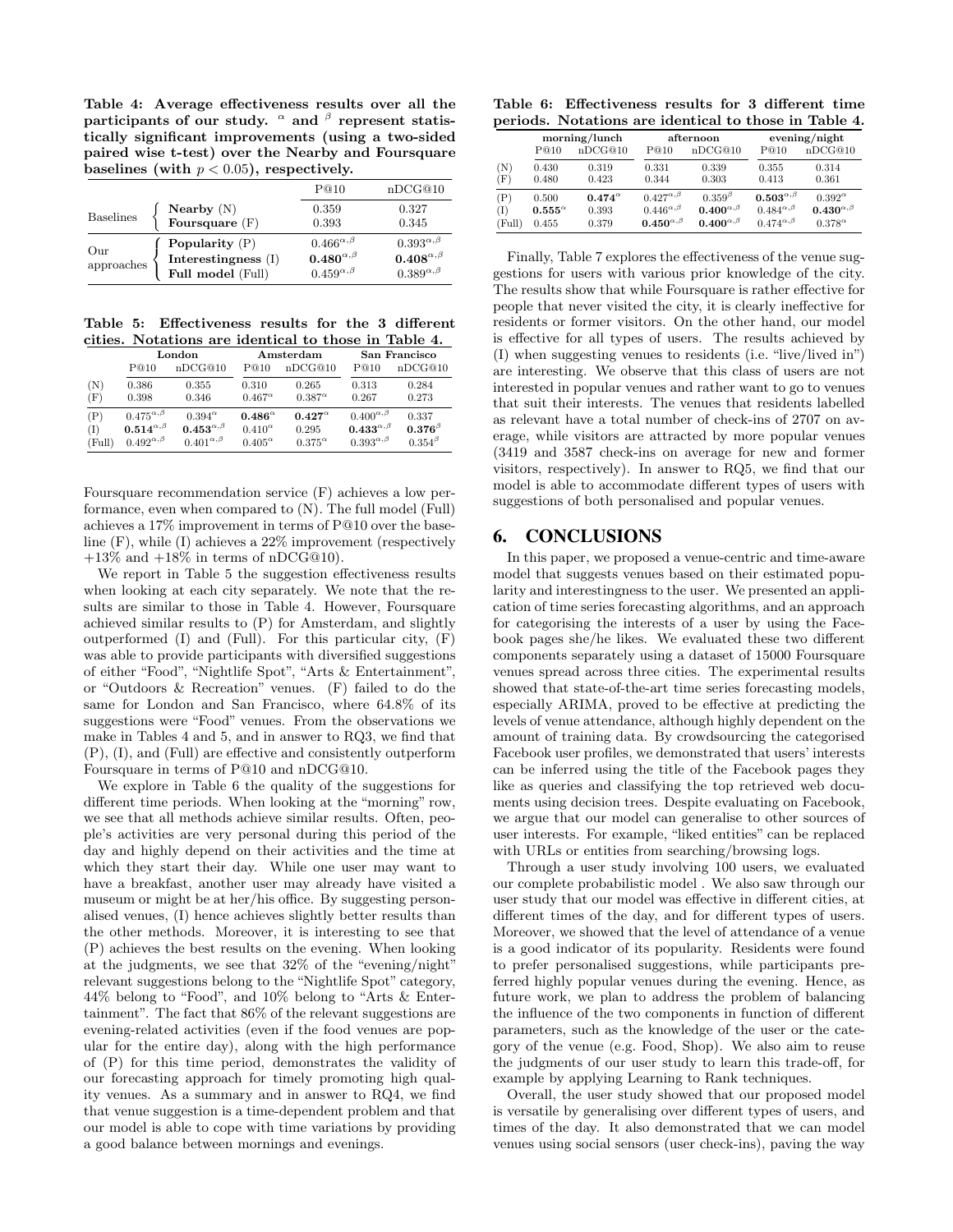**Table 4: Average effectiveness results over all the participants of our study. $^{\alpha}$ and $^{\beta}$ represent statistically significant improvements (using a two-sided paired wise t-test) over the Nearby and Foursquare baselines (with $p < 0.05$), respectively.**

| | | P@10 | nDCG@10 |
|---|---|---|---|
| Baselines | **Nearby** (N) | 0.359 | 0.327 |
| | **Foursquare** (F) | 0.393 | 0.345 |
| Our approaches | **Popularity** (P) | $0.466^{\alpha,\beta}$ | $0.393^{\alpha,\beta}$ |
| | **Interestingness** (I) | $\mathbf{0.480}^{\alpha,\beta}$ | $\mathbf{0.408}^{\alpha,\beta}$ |
| | **Full model** (Full) | $0.459^{\alpha,\beta}$ | $0.389^{\alpha,\beta}$ |

**Table 5: Effectiveness results for the 3 different cities. Notations are identical to those in Table 4.**

| | London | | Amsterdam | | San Francisco | |
|---|---|---|---|---|---|---|
| | P@10 | nDCG@10 | P@10 | nDCG@10 | P@10 | nDCG@10 |
| (N) | 0.386 | 0.355 | 0.310 | 0.265 | 0.313 | 0.284 |
| (F) | 0.398 | 0.346 | $0.467^{\alpha}$ | $0.387^{\alpha}$ | 0.267 | 0.273 |
| (P) | $0.475^{\alpha,\beta}$ | $0.394^{\alpha}$ | $\mathbf{0.486}^{\alpha}$ | $\mathbf{0.427}^{\alpha}$ | $0.400^{\alpha,\beta}$ | 0.337 |
| (I) | $\mathbf{0.514}^{\alpha,\beta}$ | $\mathbf{0.453}^{\alpha,\beta}$ | $0.410^{\alpha}$ | 0.295 | $\mathbf{0.433}^{\alpha,\beta}$ | $\mathbf{0.376}^{\beta}$ |
| (Full) | $0.492^{\alpha,\beta}$ | $0.401^{\alpha,\beta}$ | $0.405^{\alpha}$ | $0.375^{\alpha}$ | $0.393^{\alpha,\beta}$ | $0.354^{\beta}$ |

Foursquare recommendation service (F) achieves a low performance, even when compared to (N). The full model (Full) achieves a 17% improvement in terms of P@10 over the baseline (F), while (I) achieves a 22% improvement (respectively +13% and +18% in terms of nDCG@10).

We report in Table 5 the suggestion effectiveness results when looking at each city separately. We note that the results are similar to those in Table 4. However, Foursquare achieved similar results to (P) for Amsterdam, and slightly outperformed (I) and (Full). For this particular city, (F) was able to provide participants with diversified suggestions of either "Food", "Nightlife Spot", "Arts & Entertainment", or "Outdoors & Recreation" venues. (F) failed to do the same for London and San Francisco, where 64.8% of its suggestions were "Food" venues. From the observations we make in Tables 4 and 5, and in answer to RQ3, we find that (P), (I), and (Full) are effective and consistently outperform Foursquare in terms of P@10 and nDCG@10.

We explore in Table 6 the quality of the suggestions for different time periods. When looking at the "morning" row, we see that all methods achieve similar results. Often, people's activities are very personal during this period of the day and highly depend on their activities and the time at which they start their day. While one user may want to have a breakfast, another user may already have visited a museum or might be at her/his office. By suggesting personalised venues, (I) hence achieves slightly better results than the other methods. Moreover, it is interesting to see that (P) achieves the best results on the evening. When looking at the judgments, we see that 32% of the "evening/night" relevant suggestions belong to the "Nightlife Spot" category, 44% belong to "Food", and 10% belong to "Arts & Entertainment". The fact that 86% of the relevant suggestions are evening-related activities (even if the food venues are popular for the entire day), along with the high performance of (P) for this time period, demonstrates the validity of our forecasting approach for timely promoting high quality venues. As a summary and in answer to RQ4, we find that venue suggestion is a time-dependent problem and that our model is able to cope with time variations by providing a good balance between mornings and evenings.

**Table 6: Effectiveness results for 3 different time periods. Notations are identical to those in Table 4.**

| | morning/lunch | | afternoon | | evening/night | |
|---|---|---|---|---|---|---|
| | P@10 | nDCG@10 | P@10 | nDCG@10 | P@10 | nDCG@10 |
| (N) | 0.430 | 0.319 | 0.331 | 0.339 | 0.355 | 0.314 |
| (F) | 0.480 | 0.423 | 0.344 | 0.303 | 0.413 | 0.361 |
| (P) | 0.500 | $\mathbf{0.474}^{\alpha}$ | $0.427^{\alpha,\beta}$ | $0.359^{\beta}$ | $\mathbf{0.503}^{\alpha,\beta}$ | $0.392^{\alpha}$ |
| (I) | $\mathbf{0.555}^{\alpha}$ | 0.393 | $0.446^{\alpha,\beta}$ | $\mathbf{0.400}^{\alpha,\beta}$ | $0.484^{\alpha,\beta}$ | $\mathbf{0.430}^{\alpha,\beta}$ |
| (Full) | 0.455 | 0.379 | $\mathbf{0.450}^{\alpha,\beta}$ | $\mathbf{0.400}^{\alpha,\beta}$ | $0.474^{\alpha,\beta}$ | $0.378^{\alpha}$ |

Finally, Table 7 explores the effectiveness of the venue suggestions for users with various prior knowledge of the city. The results show that while Foursquare is rather effective for people that never visited the city, it is clearly ineffective for residents or former visitors. On the other hand, our model is effective for all types of users. The results achieved by (I) when suggesting venues to residents (i.e. "live/lived in") are interesting. We observe that this class of users are not interested in popular venues and rather want to go to venues that suit their interests. The venues that residents labelled as relevant have a total number of check-ins of 2707 on average, while visitors are attracted by more popular venues (3419 and 3587 check-ins on average for new and former visitors, respectively). In answer to RQ5, we find that our model is able to accommodate different types of users with suggestions of both personalised and popular venues.

## 6. CONCLUSIONS

In this paper, we proposed a venue-centric and time-aware model that suggests venues based on their estimated popularity and interestingness to the user. We presented an application of time series forecasting algorithms, and an approach for categorising the interests of a user by using the Facebook pages she/he likes. We evaluated these two different components separately using a dataset of 15000 Foursquare venues spread across three cities. The experimental results showed that state-of-the-art time series forecasting models, especially ARIMA, proved to be effective at predicting the levels of venue attendance, although highly dependent on the amount of training data. By crowdsourcing the categorised Facebook user profiles, we demonstrated that users' interests can be inferred using the title of the Facebook pages they like as queries and classifying the top retrieved web documents using decision trees. Despite evaluating on Facebook, we argue that our model can generalise to other sources of user interests. For example, "liked entities" can be replaced with URLs or entities from searching/browsing logs.

Through a user study involving 100 users, we evaluated our complete probabilistic model . We also saw through our user study that our model was effective in different cities, at different times of the day, and for different types of users. Moreover, we showed that the level of attendance of a venue is a good indicator of its popularity. Residents were found to prefer personalised suggestions, while participants preferred highly popular venues during the evening. Hence, as future work, we plan to address the problem of balancing the influence of the two components in function of different parameters, such as the knowledge of the user or the category of the venue (e.g. Food, Shop). We also aim to reuse the judgments of our user study to learn this trade-off, for example by applying Learning to Rank techniques.

Overall, the user study showed that our proposed model is versatile by generalising over different types of users, and times of the day. It also demonstrated that we can model venues using social sensors (user check-ins), paving the way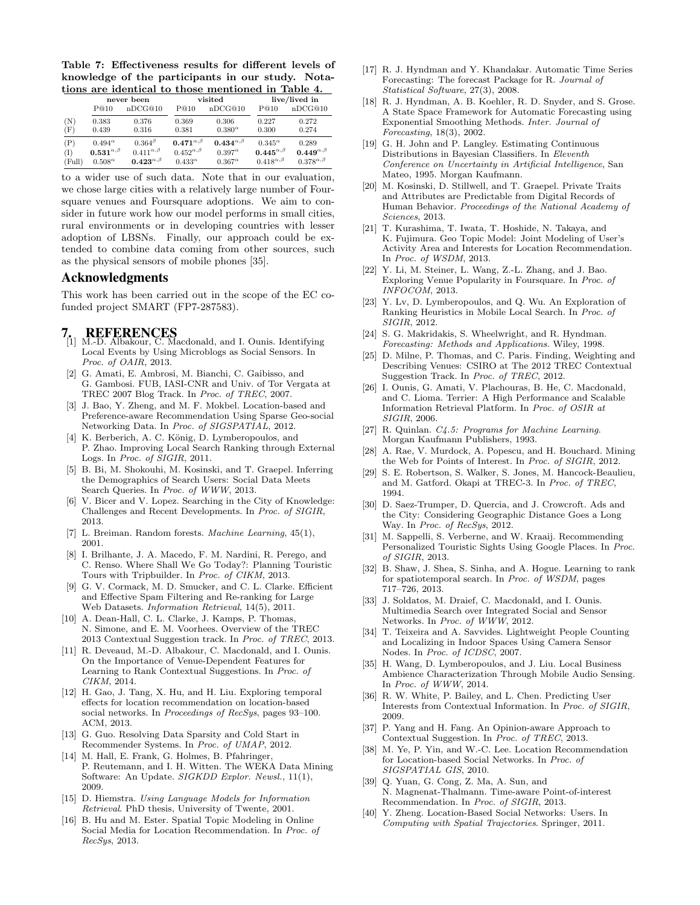**Table 7: Effectiveness results for different levels of knowledge of the participants in our study. Notations are identical to those mentioned in Table 4.**

| | never been | | visited | | live/lived in | |
|---|---|---|---|---|---|---|
| | P@10 | nDCG@10 | P@10 | nDCG@10 | P@10 | nDCG@10 |
| (N) | 0.383 | 0.376 | 0.369 | 0.306 | 0.227 | 0.272 |
| (F) | 0.439 | 0.316 | 0.381 | $0.380^{\alpha}$ | 0.300 | 0.274 |
| (P) | $0.494^{\alpha}$ | $0.364^{\beta}$ | $\mathbf{0.471}^{\alpha,\beta}$ | $\mathbf{0.434}^{\alpha,\beta}$ | $0.345^{\alpha}$ | 0.289 |
| (I) | $\mathbf{0.531}^{\alpha,\beta}$ | $0.411^{\alpha,\beta}$ | $0.452^{\alpha,\beta}$ | $0.397^{\alpha}$ | $\mathbf{0.445}^{\alpha,\beta}$ | $\mathbf{0.449}^{\alpha,\beta}$ |
| (Full) | $0.508^{\alpha}$ | $\mathbf{0.423}^{\alpha,\beta}$ | $0.433^{\alpha}$ | $0.367^{\alpha}$ | $0.418^{\alpha,\beta}$ | $0.378^{\alpha,\beta}$ |

to a wider use of such data. Note that in our evaluation, we chose large cities with a relatively large number of Foursquare venues and Foursquare adoptions. We aim to consider in future work how our model performs in small cities, rural environments or in developing countries with lesser adoption of LBSNs. Finally, our approach could be extended to combine data coming from other sources, such as the physical sensors of mobile phones [35].

## Acknowledgments

This work has been carried out in the scope of the EC co-funded project SMART (FP7-287583).

## 7. REFERENCES

[1] M.-D. Albakour, C. Macdonald, and I. Ounis. Identifying Local Events by Using Microblogs as Social Sensors. In *Proc. of OAIR*, 2013.

[2] G. Amati, E. Ambrosi, M. Bianchi, C. Gaibisso, and G. Gambosi. FUB, IASI-CNR and Univ. of Tor Vergata at TREC 2007 Blog Track. In *Proc. of TREC*, 2007.

[3] J. Bao, Y. Zheng, and M. F. Mokbel. Location-based and Preference-aware Recommendation Using Sparse Geo-social Networking Data. In *Proc. of SIGSPATIAL*, 2012.

[4] K. Berberich, A. C. König, D. Lymberopoulos, and P. Zhao. Improving Local Search Ranking through External Logs. In *Proc. of SIGIR*, 2011.

[5] B. Bi, M. Shokouhi, M. Kosinski, and T. Graepel. Inferring the Demographics of Search Users: Social Data Meets Search Queries. In *Proc. of WWW*, 2013.

[6] V. Bicer and V. Lopez. Searching in the City of Knowledge: Challenges and Recent Developments. In *Proc. of SIGIR*, 2013.

[7] L. Breiman. Random forests. *Machine Learning*, 45(1), 2001.

[8] I. Brilhante, J. A. Macedo, F. M. Nardini, R. Perego, and C. Renso. Where Shall We Go Today?: Planning Touristic Tours with Tripbuilder. In *Proc. of CIKM*, 2013.

[9] G. V. Cormack, M. D. Smucker, and C. L. Clarke. Efficient and Effective Spam Filtering and Re-ranking for Large Web Datasets. *Information Retrieval*, 14(5), 2011.

[10] A. Dean-Hall, C. L. Clarke, J. Kamps, P. Thomas, N. Simone, and E. M. Voorhees. Overview of the TREC 2013 Contextual Suggestion track. In *Proc. of TREC*, 2013.

[11] R. Deveaud, M.-D. Albakour, C. Macdonald, and I. Ounis. On the Importance of Venue-Dependent Features for Learning to Rank Contextual Suggestions. In *Proc. of CIKM*, 2014.

[12] H. Gao, J. Tang, X. Hu, and H. Liu. Exploring temporal effects for location recommendation on location-based social networks. In *Proceedings of RecSys*, pages 93–100. ACM, 2013.

[13] G. Guo. Resolving Data Sparsity and Cold Start in Recommender Systems. In *Proc. of UMAP*, 2012.

[14] M. Hall, E. Frank, G. Holmes, B. Pfahringer, P. Reutemann, and I. H. Witten. The WEKA Data Mining Software: An Update. *SIGKDD Explor. Newsl.*, 11(1), 2009.

[15] D. Hiemstra. *Using Language Models for Information Retrieval*. PhD thesis, University of Twente, 2001.

[16] B. Hu and M. Ester. Spatial Topic Modeling in Online Social Media for Location Recommendation. In *Proc. of RecSys*, 2013.

[17] R. J. Hyndman and Y. Khandakar. Automatic Time Series Forecasting: The forecast Package for R. *Journal of Statistical Software*, 27(3), 2008.

[18] R. J. Hyndman, A. B. Koehler, R. D. Snyder, and S. Grose. A State Space Framework for Automatic Forecasting using Exponential Smoothing Methods. *Inter. Journal of Forecasting*, 18(3), 2002.

[19] G. H. John and P. Langley. Estimating Continuous Distributions in Bayesian Classifiers. In *Eleventh Conference on Uncertainty in Artificial Intelligence*, San Mateo, 1995. Morgan Kaufmann.

[20] M. Kosinski, D. Stillwell, and T. Graepel. Private Traits and Attributes are Predictable from Digital Records of Human Behavior. *Proceedings of the National Academy of Sciences*, 2013.

[21] T. Kurashima, T. Iwata, T. Hoshide, N. Takaya, and K. Fujimura. Geo Topic Model: Joint Modeling of User's Activity Area and Interests for Location Recommendation. In *Proc. of WSDM*, 2013.

[22] Y. Li, M. Steiner, L. Wang, Z.-L. Zhang, and J. Bao. Exploring Venue Popularity in Foursquare. In *Proc. of INFOCOM*, 2013.

[23] Y. Lv, D. Lymberopoulos, and Q. Wu. An Exploration of Ranking Heuristics in Mobile Local Search. In *Proc. of SIGIR*, 2012.

[24] S. G. Makridakis, S. Wheelwright, and R. Hyndman. *Forecasting: Methods and Applications*. Wiley, 1998.

[25] D. Milne, P. Thomas, and C. Paris. Finding, Weighting and Describing Venues: CSIRO at The 2012 TREC Contextual Suggestion Track. In *Proc. of TREC*, 2012.

[26] I. Ounis, G. Amati, V. Plachouras, B. He, C. Macdonald, and C. Lioma. Terrier: A High Performance and Scalable Information Retrieval Platform. In *Proc. of OSIR at SIGIR*, 2006.

[27] R. Quinlan. *C4.5: Programs for Machine Learning*. Morgan Kaufmann Publishers, 1993.

[28] A. Rae, V. Murdock, A. Popescu, and H. Bouchard. Mining the Web for Points of Interest. In *Proc. of SIGIR*, 2012.

[29] S. E. Robertson, S. Walker, S. Jones, M. Hancock-Beaulieu, and M. Gatford. Okapi at TREC-3. In *Proc. of TREC*, 1994.

[30] D. Saez-Trumper, D. Quercia, and J. Crowcroft. Ads and the City: Considering Geographic Distance Goes a Long Way. In *Proc. of RecSys*, 2012.

[31] M. Sappelli, S. Verberne, and W. Kraaij. Recommending Personalized Touristic Sights Using Google Places. In *Proc. of SIGIR*, 2013.

[32] B. Shaw, J. Shea, S. Sinha, and A. Hogue. Learning to rank for spatiotemporal search. In *Proc. of WSDM*, pages 717–726, 2013.

[33] J. Soldatos, M. Draief, C. Macdonald, and I. Ounis. Multimedia Search over Integrated Social and Sensor Networks. In *Proc. of WWW*, 2012.

[34] T. Teixeira and A. Savvides. Lightweight People Counting and Localizing in Indoor Spaces Using Camera Sensor Nodes. In *Proc. of ICDSC*, 2007.

[35] H. Wang, D. Lymberopoulos, and J. Liu. Local Business Ambience Characterization Through Mobile Audio Sensing. In *Proc. of WWW*, 2014.

[36] R. W. White, P. Bailey, and L. Chen. Predicting User Interests from Contextual Information. In *Proc. of SIGIR*, 2009.

[37] P. Yang and H. Fang. An Opinion-aware Approach to Contextual Suggestion. In *Proc. of TREC*, 2013.

[38] M. Ye, P. Yin, and W.-C. Lee. Location Recommendation for Location-based Social Networks. In *Proc. of SIGSPATIAL GIS*, 2010.

[39] Q. Yuan, G. Cong, Z. Ma, A. Sun, and N. Magnenat-Thalmann. Time-aware Point-of-interest Recommendation. In *Proc. of SIGIR*, 2013.

[40] Y. Zheng. Location-Based Social Networks: Users. In *Computing with Spatial Trajectories*. Springer, 2011.